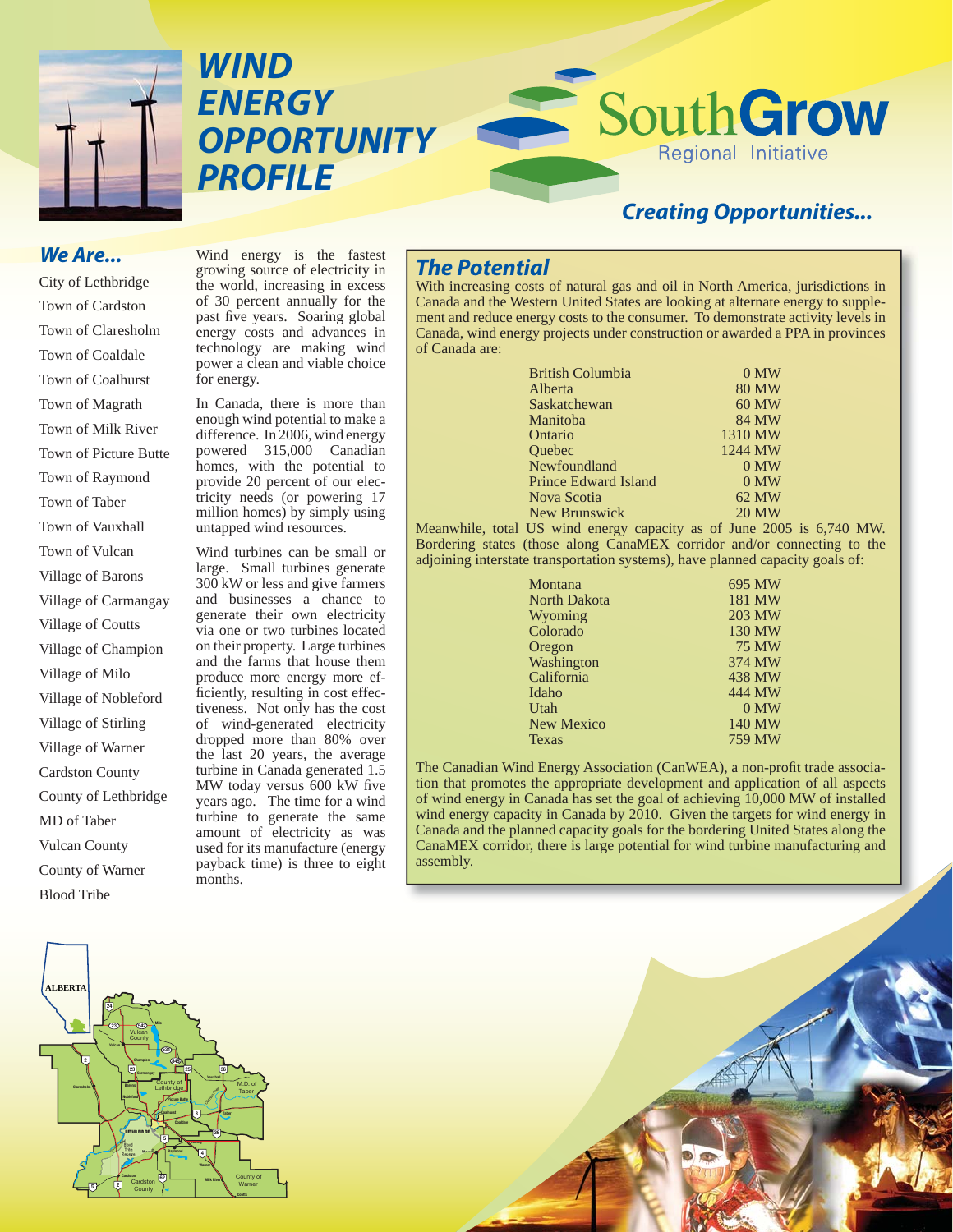# WIND ENERGY OPPORTUNITY PROFILE

SouthGrow Regional Initiative

*Creating Opportunities...*

## We Are...

City of Lethbridge
Town of Cardston
Town of Claresholm
Town of Coaldale
Town of Coalhurst
Town of Magrath
Town of Milk River
Town of Picture Butte
Town of Raymond
Town of Taber
Town of Vauxhall
Town of Vulcan
Village of Barons
Village of Carmangay
Village of Coutts
Village of Champion
Village of Milo
Village of Nobleford
Village of Stirling
Village of Warner
Cardston County
County of Lethbridge
MD of Taber
Vulcan County
County of Warner
Blood Tribe

Wind energy is the fastest growing source of electricity in the world, increasing in excess of 30 percent annually for the past five years. Soaring global energy costs and advances in technology are making wind power a clean and viable choice for energy.

In Canada, there is more than enough wind potential to make a difference. In 2006, wind energy powered 315,000 Canadian homes, with the potential to provide 20 percent of our electricity needs (or powering 17 million homes) by simply using untapped wind resources.

Wind turbines can be small or large. Small turbines generate 300 kW or less and give farmers and businesses a chance to generate their own electricity via one or two turbines located on their property. Large turbines and the farms that house them produce more energy more efficiently, resulting in cost effectiveness. Not only has the cost of wind-generated electricity dropped more than 80% over the last 20 years, the average turbine in Canada generated 1.5 MW today versus 600 kW five years ago. The time for a wind turbine to generate the same amount of electricity as was used for its manufacture (energy payback time) is three to eight months.

## The Potential

With increasing costs of natural gas and oil in North America, jurisdictions in Canada and the Western United States are looking at alternate energy to supplement and reduce energy costs to the consumer. To demonstrate activity levels in Canada, wind energy projects under construction or awarded a PPA in provinces of Canada are:

| Province | Capacity |
|---|---|
| British Columbia | 0 MW |
| Alberta | 80 MW |
| Saskatchewan | 60 MW |
| Manitoba | 84 MW |
| Ontario | 1310 MW |
| Quebec | 1244 MW |
| Newfoundland | 0 MW |
| Prince Edward Island | 0 MW |
| Nova Scotia | 62 MW |
| New Brunswick | 20 MW |

Meanwhile, total US wind energy capacity as of June 2005 is 6,740 MW. Bordering states (those along CanaMEX corridor and/or connecting to the adjoining interstate transportation systems), have planned capacity goals of:

| State | Capacity |
|---|---|
| Montana | 695 MW |
| North Dakota | 181 MW |
| Wyoming | 203 MW |
| Colorado | 130 MW |
| Oregon | 75 MW |
| Washington | 374 MW |
| California | 438 MW |
| Idaho | 444 MW |
| Utah | 0 MW |
| New Mexico | 140 MW |
| Texas | 759 MW |

The Canadian Wind Energy Association (CanWEA), a non-profit trade association that promotes the appropriate development and application of all aspects of wind energy in Canada has set the goal of achieving 10,000 MW of installed wind energy capacity in Canada by 2010. Given the targets for wind energy in Canada and the planned capacity goals for the bordering United States along the CanaMEX corridor, there is large potential for wind turbine manufacturing and assembly.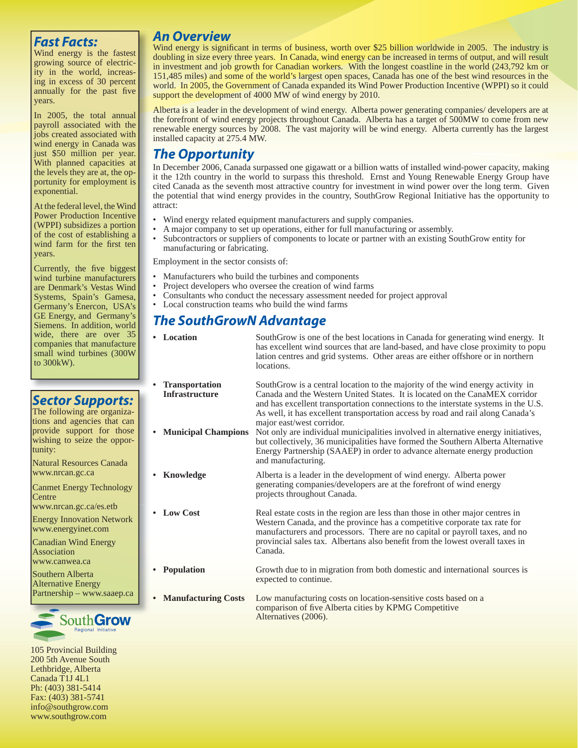## Fast Facts:

Wind energy is the fastest growing source of electricity in the world, increasing in excess of 30 percent annually for the past five years.

In 2005, the total annual payroll associated with the jobs created associated with wind energy in Canada was just $50 million per year. With planned capacities at the levels they are at, the opportunity for employment is exponential.

At the federal level, the Wind Power Production Incentive (WPPI) subsidizes a portion of the cost of establishing a wind farm for the first ten years.

Currently, the five biggest wind turbine manufacturers are Denmark's Vestas Wind Systems, Spain's Gamesa, Germany's Enercon, USA's GE Energy, and Germany's Siemens. In addition, world wide, there are over 35 companies that manufacture small wind turbines (300W to 300kW).

## Sector Supports:

The following are organizations and agencies that can provide support for those wishing to seize the opportunity:

Natural Resources Canada
www.nrcan.gc.ca

Canmet Energy Technology Centre
www.nrcan.gc.ca/es.etb

Energy Innovation Network
www.energyinet.com

Canadian Wind Energy Association
www.canwea.ca

Southern Alberta Alternative Energy Partnership – www.saaep.ca

SouthGrow Regional Initiative

105 Provincial Building
200 5th Avenue South
Lethbridge, Alberta
Canada T1J 4L1
Ph: (403) 381-5414
Fax: (403) 381-5741
info@southgrow.com
www.southgrow.com

## An Overview

Wind energy is significant in terms of business, worth over $25 billion worldwide in 2005. The industry is doubling in size every three years. In Canada, wind energy can be increased in terms of output, and will result in investment and job growth for Canadian workers. With the longest coastline in the world (243,792 km or 151,485 miles) and some of the world's largest open spaces, Canada has one of the best wind resources in the world. In 2005, the Government of Canada expanded its Wind Power Production Incentive (WPPI) so it could support the development of 4000 MW of wind energy by 2010.

Alberta is a leader in the development of wind energy. Alberta power generating companies/ developers are at the forefront of wind energy projects throughout Canada. Alberta has a target of 500MW to come from new renewable energy sources by 2008. The vast majority will be wind energy. Alberta currently has the largest installed capacity at 275.4 MW.

## The Opportunity

In December 2006, Canada surpassed one gigawatt or a billion watts of installed wind-power capacity, making it the 12th country in the world to surpass this threshold. Ernst and Young Renewable Energy Group have cited Canada as the seventh most attractive country for investment in wind power over the long term. Given the potential that wind energy provides in the country, SouthGrow Regional Initiative has the opportunity to attract:

- Wind energy related equipment manufacturers and supply companies.
- A major company to set up operations, either for full manufacturing or assembly.
- Subcontractors or suppliers of components to locate or partner with an existing SouthGrow entity for manufacturing or fabricating.

Employment in the sector consists of:

- Manufacturers who build the turbines and components
- Project developers who oversee the creation of wind farms
- Consultants who conduct the necessary assessment needed for project approval
- Local construction teams who build the wind farms

## The SouthGrowN Advantage

- **Location** — SouthGrow is one of the best locations in Canada for generating wind energy. It has excellent wind sources that are land-based, and have close proximity to popu lation centres and grid systems. Other areas are either offshore or in northern locations.
- **Transportation Infrastructure** — SouthGrow is a central location to the majority of the wind energy activity in Canada and the Western United States. It is located on the CanaMEX corridor and has excellent transportation connections to the interstate systems in the U.S. As well, it has excellent transportation access by road and rail along Canada's major east/west corridor.
- **Municipal Champions** — Not only are individual municipalities involved in alternative energy initiatives, but collectively, 36 municipalities have formed the Southern Alberta Alternative Energy Partnership (SAAEP) in order to advance alternate energy production and manufacturing.
- **Knowledge** — Alberta is a leader in the development of wind energy. Alberta power generating companies/developers are at the forefront of wind energy projects throughout Canada.
- **Low Cost** — Real estate costs in the region are less than those in other major centres in Western Canada, and the province has a competitive corporate tax rate for manufacturers and processors. There are no capital or payroll taxes, and no provincial sales tax. Albertans also benefit from the lowest overall taxes in Canada.
- **Population** — Growth due to in migration from both domestic and international sources is expected to continue.
- **Manufacturing Costs** — Low manufacturing costs on location-sensitive costs based on a comparison of five Alberta cities by KPMG Competitive Alternatives (2006).